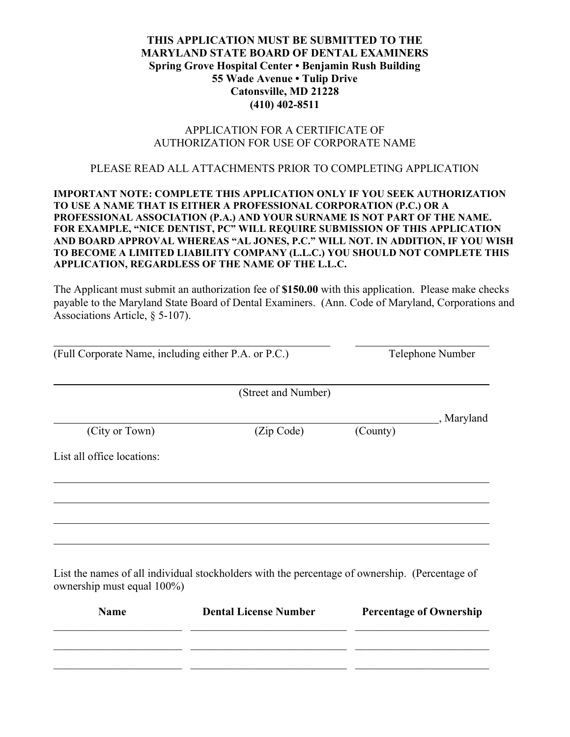**THIS APPLICATION MUST BE SUBMITTED TO THE**
**MARYLAND STATE BOARD OF DENTAL EXAMINERS**
**Spring Grove Hospital Center • Benjamin Rush Building**
**55 Wade Avenue • Tulip Drive**
**Catonsville, MD 21228**
**(410) 402-8511**

APPLICATION FOR A CERTIFICATE OF
AUTHORIZATION FOR USE OF CORPORATE NAME

PLEASE READ ALL ATTACHMENTS PRIOR TO COMPLETING APPLICATION

**IMPORTANT NOTE: COMPLETE THIS APPLICATION ONLY IF YOU SEEK AUTHORIZATION TO USE A NAME THAT IS EITHER A PROFESSIONAL CORPORATION (P.C.) OR A PROFESSIONAL ASSOCIATION (P.A.) AND YOUR SURNAME IS NOT PART OF THE NAME. FOR EXAMPLE, "NICE DENTIST, PC" WILL REQUIRE SUBMISSION OF THIS APPLICATION AND BOARD APPROVAL WHEREAS "AL JONES, P.C." WILL NOT. IN ADDITION, IF YOU WISH TO BECOME A LIMITED LIABILITY COMPANY (L.L.C.) YOU SHOULD NOT COMPLETE THIS APPLICATION, REGARDLESS OF THE NAME OF THE L.L.C.**

The Applicant must submit an authorization fee of **$150.00** with this application. Please make checks payable to the Maryland State Board of Dental Examiners. (Ann. Code of Maryland, Corporations and Associations Article, § 5-107).

______________________________________________ ____________________
(Full Corporate Name, including either P.A. or P.C.) Telephone Number

______________________________________________________________________
(Street and Number)

______________________________________________________________________, Maryland
(City or Town) (Zip Code) (County)

List all office locations:

______________________________________________________________________

______________________________________________________________________

______________________________________________________________________

______________________________________________________________________

List the names of all individual stockholders with the percentage of ownership. (Percentage of ownership must equal 100%)

| Name | Dental License Number | Percentage of Ownership |
|---|---|---|
| | | |
| | | |
| | | |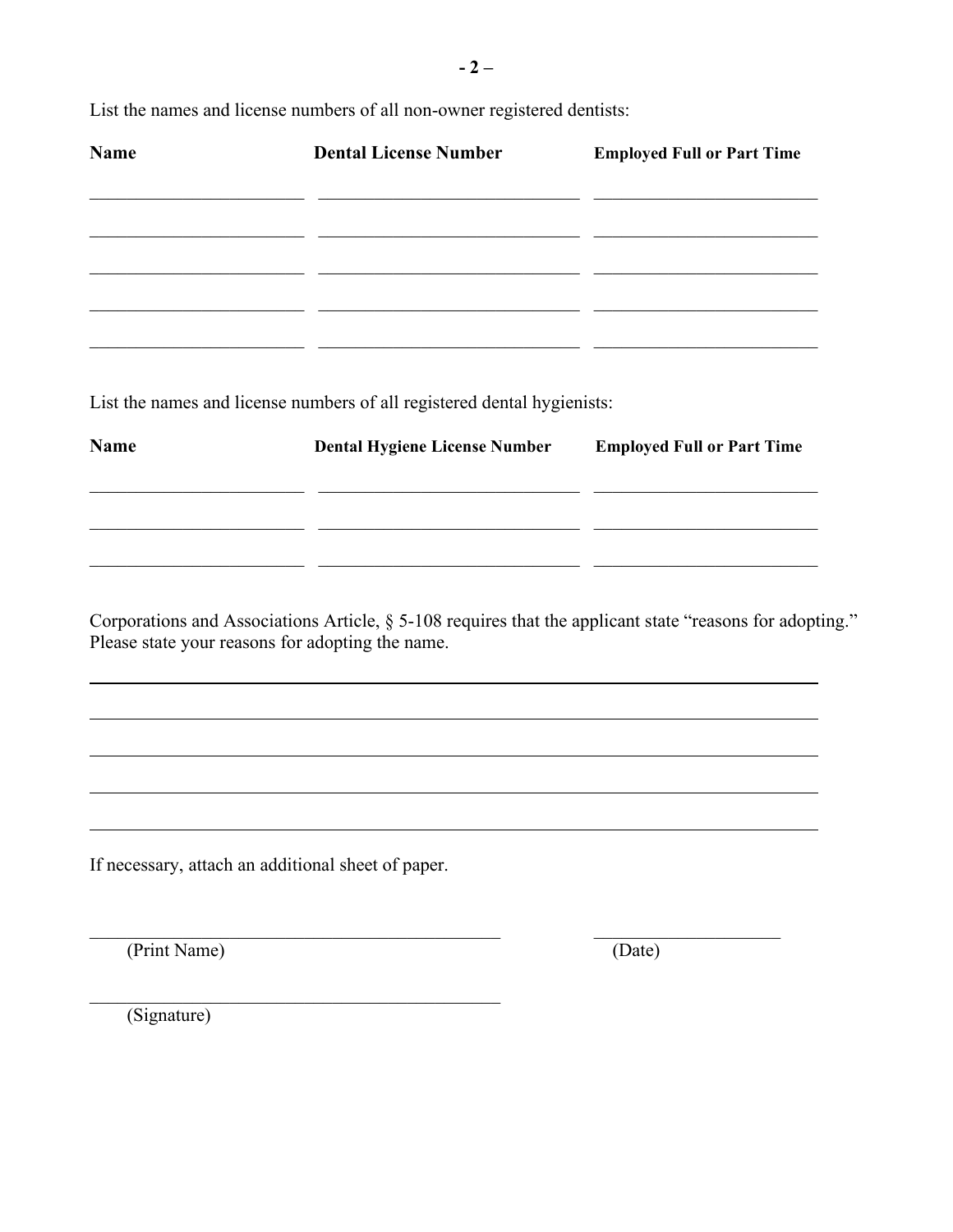List the names and license numbers of all non-owner registered dentists:

| Name | Dental License Number | Employed Full or Part Time |
|---|---|---|
| | | |
| | | |
| | | |
| | | |
| | | |

List the names and license numbers of all registered dental hygienists:

| Name | Dental Hygiene License Number | Employed Full or Part Time |
|---|---|---|
| | | |
| | | |
| | | |

Corporations and Associations Article, § 5-108 requires that the applicant state "reasons for adopting." Please state your reasons for adopting the name.

_______________________________________________________________________________

_______________________________________________________________________________

_______________________________________________________________________________

_______________________________________________________________________________

_______________________________________________________________________________

If necessary, attach an additional sheet of paper.

_____________________________________________ &nbsp;&nbsp;&nbsp;&nbsp;&nbsp;&nbsp;&nbsp;&nbsp; ____________________

(Print Name) &nbsp;&nbsp;&nbsp;&nbsp;&nbsp;&nbsp;&nbsp;&nbsp;&nbsp;&nbsp;&nbsp;&nbsp;&nbsp;&nbsp;&nbsp;&nbsp;&nbsp;&nbsp;&nbsp;&nbsp;&nbsp;&nbsp;&nbsp;&nbsp;&nbsp;&nbsp;&nbsp;&nbsp;&nbsp;&nbsp;&nbsp;&nbsp;&nbsp;&nbsp;&nbsp;&nbsp;&nbsp;&nbsp;&nbsp;&nbsp; (Date)

_____________________________________________

(Signature)